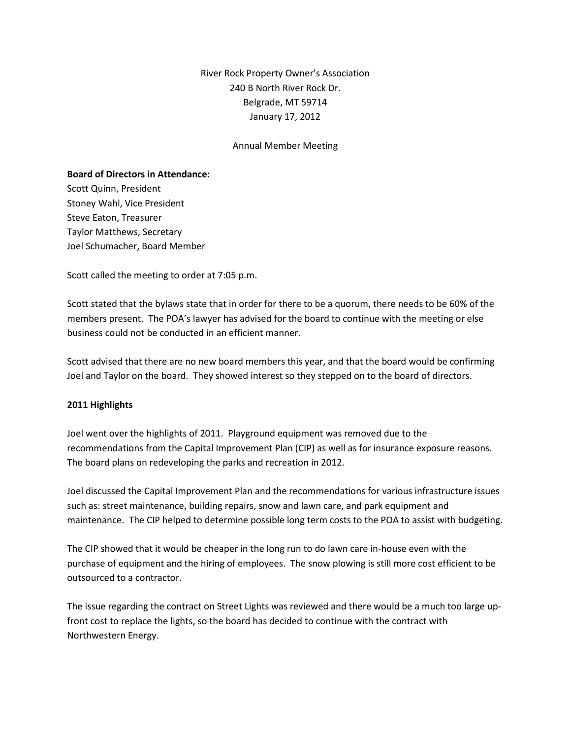River Rock Property Owner's Association
240 B North River Rock Dr.
Belgrade, MT 59714
January 17, 2012

Annual Member Meeting

**Board of Directors in Attendance:**
Scott Quinn, President
Stoney Wahl, Vice President
Steve Eaton, Treasurer
Taylor Matthews, Secretary
Joel Schumacher, Board Member

Scott called the meeting to order at 7:05 p.m.

Scott stated that the bylaws state that in order for there to be a quorum, there needs to be 60% of the members present. The POA's lawyer has advised for the board to continue with the meeting or else business could not be conducted in an efficient manner.

Scott advised that there are no new board members this year, and that the board would be confirming Joel and Taylor on the board. They showed interest so they stepped on to the board of directors.

## 2011 Highlights

Joel went over the highlights of 2011. Playground equipment was removed due to the recommendations from the Capital Improvement Plan (CIP) as well as for insurance exposure reasons. The board plans on redeveloping the parks and recreation in 2012.

Joel discussed the Capital Improvement Plan and the recommendations for various infrastructure issues such as: street maintenance, building repairs, snow and lawn care, and park equipment and maintenance. The CIP helped to determine possible long term costs to the POA to assist with budgeting.

The CIP showed that it would be cheaper in the long run to do lawn care in-house even with the purchase of equipment and the hiring of employees. The snow plowing is still more cost efficient to be outsourced to a contractor.

The issue regarding the contract on Street Lights was reviewed and there would be a much too large up-front cost to replace the lights, so the board has decided to continue with the contract with Northwestern Energy.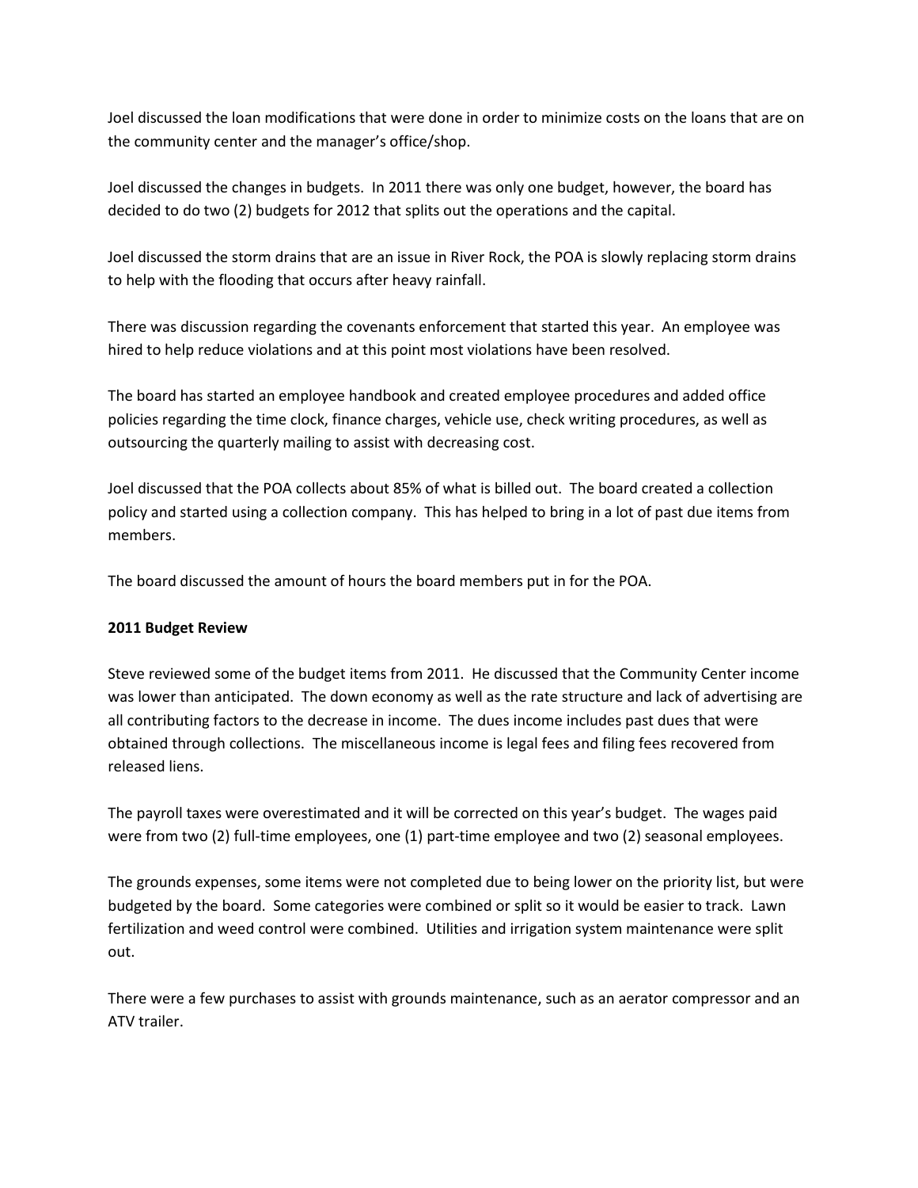Joel discussed the loan modifications that were done in order to minimize costs on the loans that are on the community center and the manager's office/shop.

Joel discussed the changes in budgets. In 2011 there was only one budget, however, the board has decided to do two (2) budgets for 2012 that splits out the operations and the capital.

Joel discussed the storm drains that are an issue in River Rock, the POA is slowly replacing storm drains to help with the flooding that occurs after heavy rainfall.

There was discussion regarding the covenants enforcement that started this year. An employee was hired to help reduce violations and at this point most violations have been resolved.

The board has started an employee handbook and created employee procedures and added office policies regarding the time clock, finance charges, vehicle use, check writing procedures, as well as outsourcing the quarterly mailing to assist with decreasing cost.

Joel discussed that the POA collects about 85% of what is billed out. The board created a collection policy and started using a collection company. This has helped to bring in a lot of past due items from members.

The board discussed the amount of hours the board members put in for the POA.

**2011 Budget Review**

Steve reviewed some of the budget items from 2011. He discussed that the Community Center income was lower than anticipated. The down economy as well as the rate structure and lack of advertising are all contributing factors to the decrease in income. The dues income includes past dues that were obtained through collections. The miscellaneous income is legal fees and filing fees recovered from released liens.

The payroll taxes were overestimated and it will be corrected on this year's budget. The wages paid were from two (2) full-time employees, one (1) part-time employee and two (2) seasonal employees.

The grounds expenses, some items were not completed due to being lower on the priority list, but were budgeted by the board. Some categories were combined or split so it would be easier to track. Lawn fertilization and weed control were combined. Utilities and irrigation system maintenance were split out.

There were a few purchases to assist with grounds maintenance, such as an aerator compressor and an ATV trailer.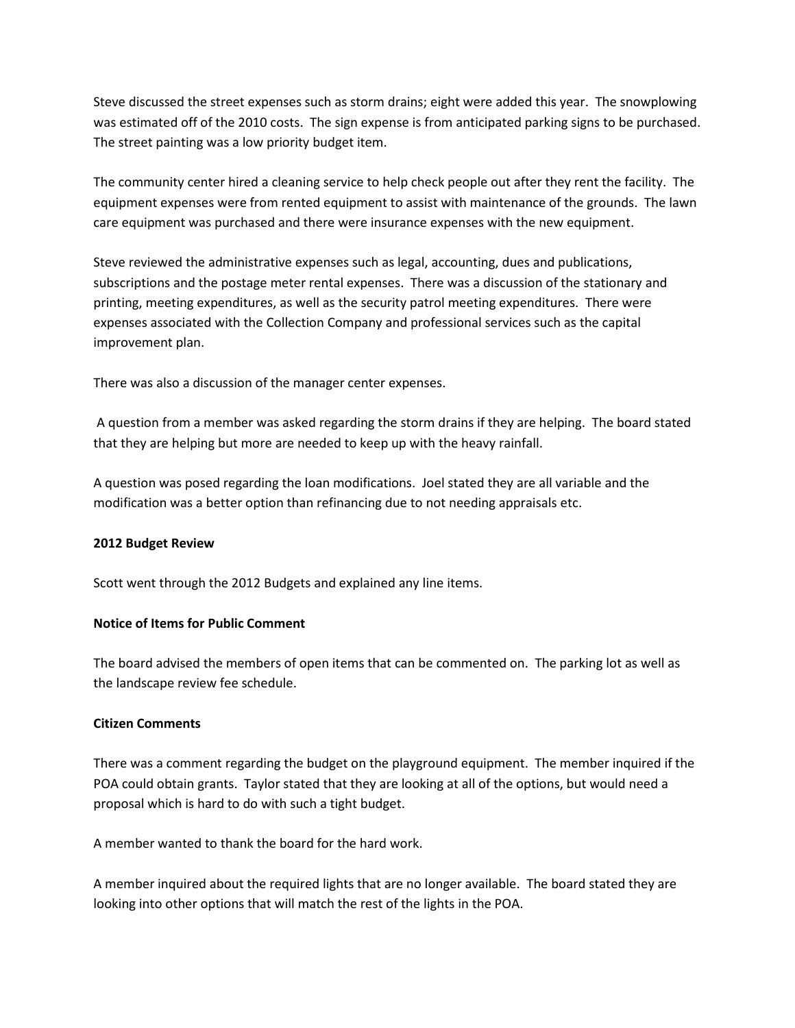Steve discussed the street expenses such as storm drains; eight were added this year. The snowplowing was estimated off of the 2010 costs. The sign expense is from anticipated parking signs to be purchased. The street painting was a low priority budget item.

The community center hired a cleaning service to help check people out after they rent the facility. The equipment expenses were from rented equipment to assist with maintenance of the grounds. The lawn care equipment was purchased and there were insurance expenses with the new equipment.

Steve reviewed the administrative expenses such as legal, accounting, dues and publications, subscriptions and the postage meter rental expenses. There was a discussion of the stationary and printing, meeting expenditures, as well as the security patrol meeting expenditures. There were expenses associated with the Collection Company and professional services such as the capital improvement plan.

There was also a discussion of the manager center expenses.

A question from a member was asked regarding the storm drains if they are helping. The board stated that they are helping but more are needed to keep up with the heavy rainfall.

A question was posed regarding the loan modifications. Joel stated they are all variable and the modification was a better option than refinancing due to not needing appraisals etc.

**2012 Budget Review**

Scott went through the 2012 Budgets and explained any line items.

**Notice of Items for Public Comment**

The board advised the members of open items that can be commented on. The parking lot as well as the landscape review fee schedule.

**Citizen Comments**

There was a comment regarding the budget on the playground equipment. The member inquired if the POA could obtain grants. Taylor stated that they are looking at all of the options, but would need a proposal which is hard to do with such a tight budget.

A member wanted to thank the board for the hard work.

A member inquired about the required lights that are no longer available. The board stated they are looking into other options that will match the rest of the lights in the POA.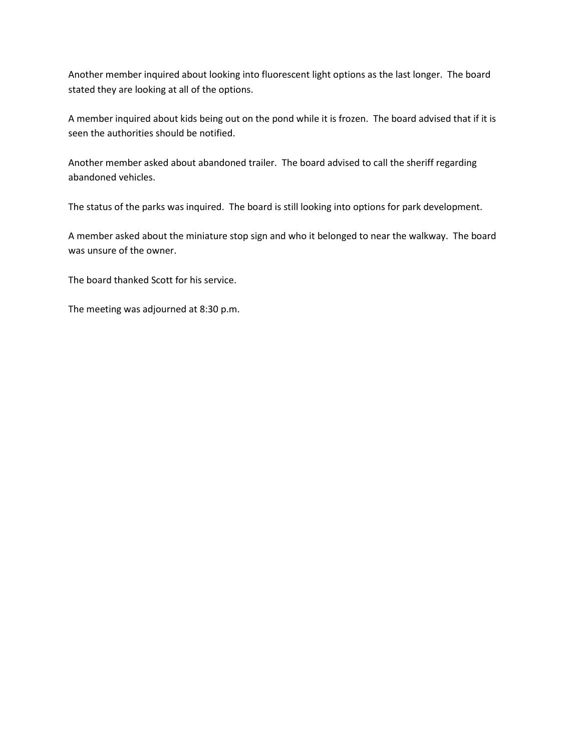Another member inquired about looking into fluorescent light options as the last longer. The board stated they are looking at all of the options.

A member inquired about kids being out on the pond while it is frozen. The board advised that if it is seen the authorities should be notified.

Another member asked about abandoned trailer. The board advised to call the sheriff regarding abandoned vehicles.

The status of the parks was inquired. The board is still looking into options for park development.

A member asked about the miniature stop sign and who it belonged to near the walkway. The board was unsure of the owner.

The board thanked Scott for his service.

The meeting was adjourned at 8:30 p.m.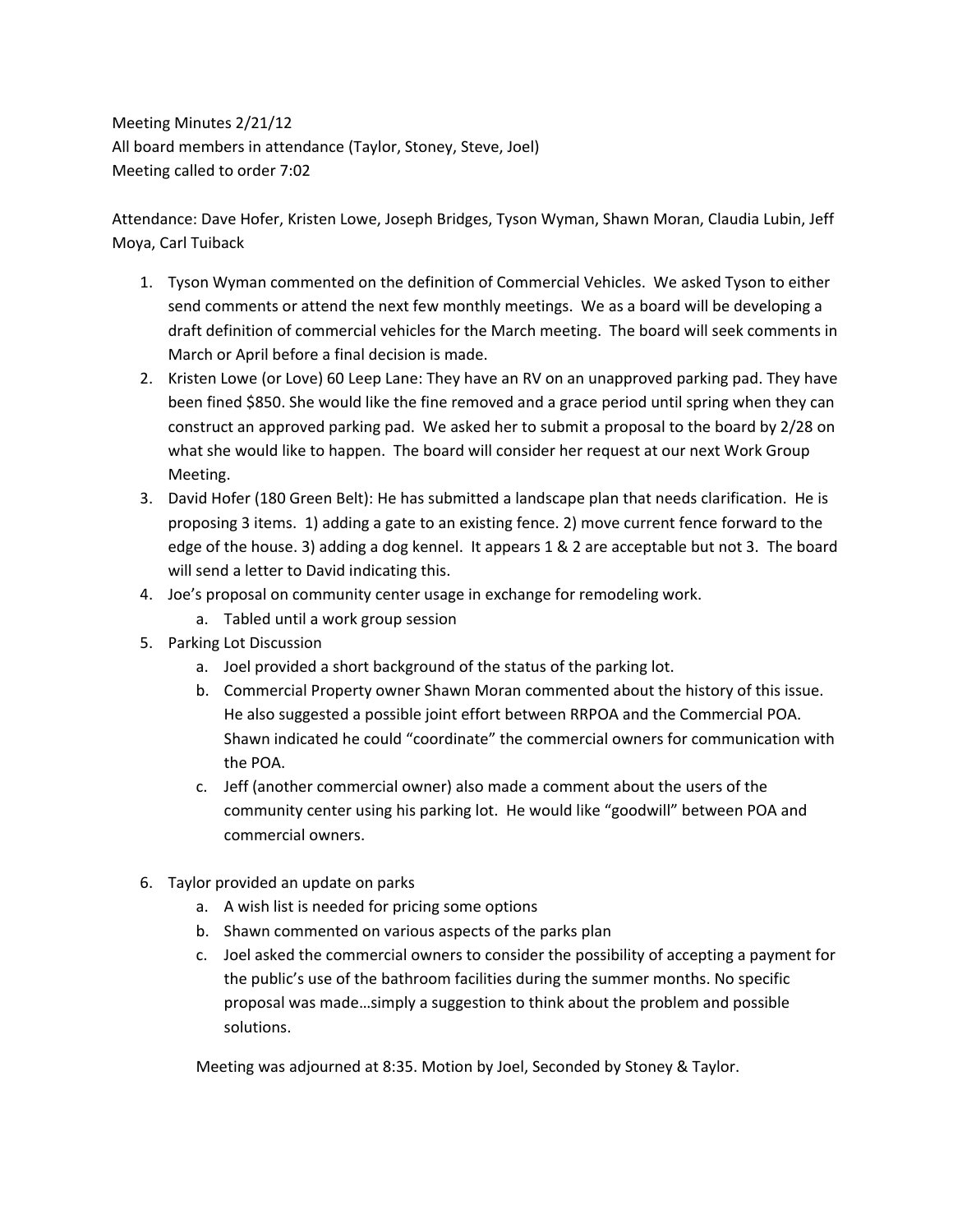Meeting Minutes 2/21/12
All board members in attendance (Taylor, Stoney, Steve, Joel)
Meeting called to order 7:02

Attendance: Dave Hofer, Kristen Lowe, Joseph Bridges, Tyson Wyman, Shawn Moran, Claudia Lubin, Jeff Moya, Carl Tuiback

1. Tyson Wyman commented on the definition of Commercial Vehicles. We asked Tyson to either send comments or attend the next few monthly meetings. We as a board will be developing a draft definition of commercial vehicles for the March meeting. The board will seek comments in March or April before a final decision is made.
2. Kristen Lowe (or Love) 60 Leep Lane: They have an RV on an unapproved parking pad. They have been fined $850. She would like the fine removed and a grace period until spring when they can construct an approved parking pad. We asked her to submit a proposal to the board by 2/28 on what she would like to happen. The board will consider her request at our next Work Group Meeting.
3. David Hofer (180 Green Belt): He has submitted a landscape plan that needs clarification. He is proposing 3 items. 1) adding a gate to an existing fence. 2) move current fence forward to the edge of the house. 3) adding a dog kennel. It appears 1 & 2 are acceptable but not 3. The board will send a letter to David indicating this.
4. Joe's proposal on community center usage in exchange for remodeling work.
    a. Tabled until a work group session
5. Parking Lot Discussion
    a. Joel provided a short background of the status of the parking lot.
    b. Commercial Property owner Shawn Moran commented about the history of this issue. He also suggested a possible joint effort between RRPOA and the Commercial POA. Shawn indicated he could "coordinate" the commercial owners for communication with the POA.
    c. Jeff (another commercial owner) also made a comment about the users of the community center using his parking lot. He would like "goodwill" between POA and commercial owners.

6. Taylor provided an update on parks
    a. A wish list is needed for pricing some options
    b. Shawn commented on various aspects of the parks plan
    c. Joel asked the commercial owners to consider the possibility of accepting a payment for the public's use of the bathroom facilities during the summer months. No specific proposal was made…simply a suggestion to think about the problem and possible solutions.

Meeting was adjourned at 8:35. Motion by Joel, Seconded by Stoney & Taylor.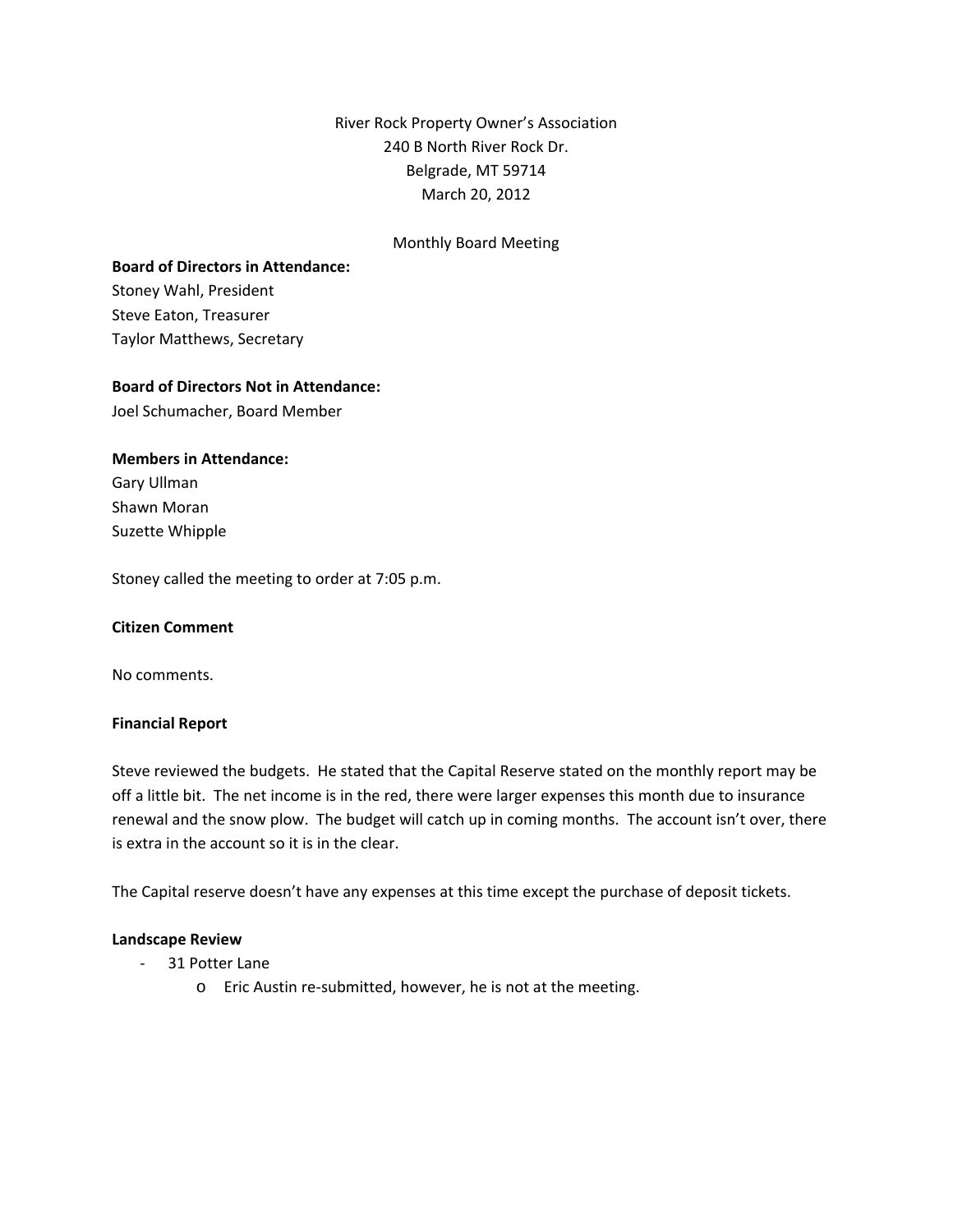River Rock Property Owner's Association
240 B North River Rock Dr.
Belgrade, MT 59714
March 20, 2012

Monthly Board Meeting

**Board of Directors in Attendance:**
Stoney Wahl, President
Steve Eaton, Treasurer
Taylor Matthews, Secretary

**Board of Directors Not in Attendance:**
Joel Schumacher, Board Member

**Members in Attendance:**
Gary Ullman
Shawn Moran
Suzette Whipple

Stoney called the meeting to order at 7:05 p.m.

**Citizen Comment**

No comments.

**Financial Report**

Steve reviewed the budgets. He stated that the Capital Reserve stated on the monthly report may be off a little bit. The net income is in the red, there were larger expenses this month due to insurance renewal and the snow plow. The budget will catch up in coming months. The account isn't over, there is extra in the account so it is in the clear.

The Capital reserve doesn't have any expenses at this time except the purchase of deposit tickets.

**Landscape Review**

- 31 Potter Lane
  - Eric Austin re-submitted, however, he is not at the meeting.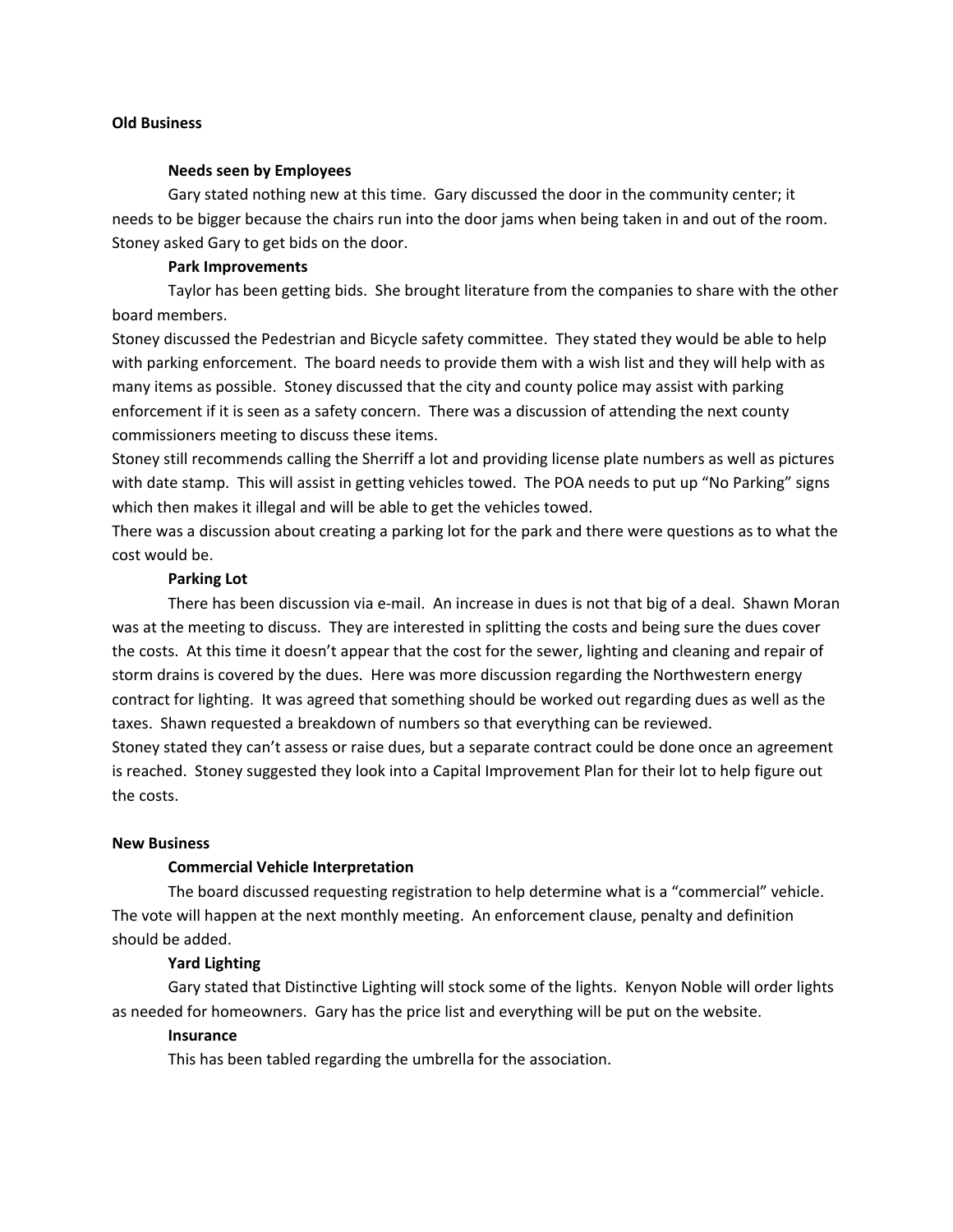**Old Business**

**Needs seen by Employees**

Gary stated nothing new at this time. Gary discussed the door in the community center; it needs to be bigger because the chairs run into the door jams when being taken in and out of the room. Stoney asked Gary to get bids on the door.

**Park Improvements**

Taylor has been getting bids. She brought literature from the companies to share with the other board members.

Stoney discussed the Pedestrian and Bicycle safety committee. They stated they would be able to help with parking enforcement. The board needs to provide them with a wish list and they will help with as many items as possible. Stoney discussed that the city and county police may assist with parking enforcement if it is seen as a safety concern. There was a discussion of attending the next county commissioners meeting to discuss these items.

Stoney still recommends calling the Sherriff a lot and providing license plate numbers as well as pictures with date stamp. This will assist in getting vehicles towed. The POA needs to put up "No Parking" signs which then makes it illegal and will be able to get the vehicles towed.

There was a discussion about creating a parking lot for the park and there were questions as to what the cost would be.

**Parking Lot**

There has been discussion via e-mail. An increase in dues is not that big of a deal. Shawn Moran was at the meeting to discuss. They are interested in splitting the costs and being sure the dues cover the costs. At this time it doesn't appear that the cost for the sewer, lighting and cleaning and repair of storm drains is covered by the dues. Here was more discussion regarding the Northwestern energy contract for lighting. It was agreed that something should be worked out regarding dues as well as the taxes. Shawn requested a breakdown of numbers so that everything can be reviewed.

Stoney stated they can't assess or raise dues, but a separate contract could be done once an agreement is reached. Stoney suggested they look into a Capital Improvement Plan for their lot to help figure out the costs.

**New Business**

**Commercial Vehicle Interpretation**

The board discussed requesting registration to help determine what is a "commercial" vehicle. The vote will happen at the next monthly meeting. An enforcement clause, penalty and definition should be added.

**Yard Lighting**

Gary stated that Distinctive Lighting will stock some of the lights. Kenyon Noble will order lights as needed for homeowners. Gary has the price list and everything will be put on the website.

**Insurance**

This has been tabled regarding the umbrella for the association.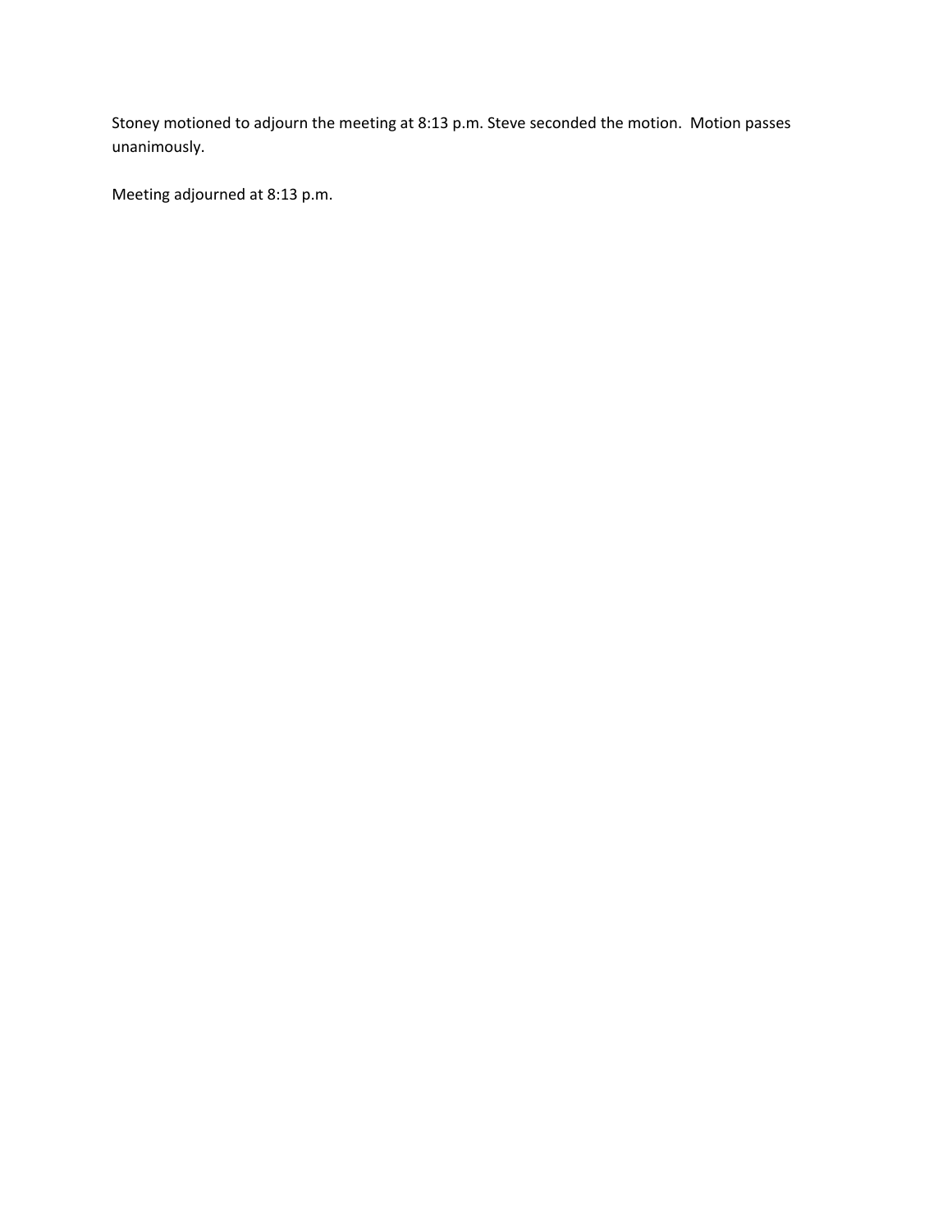Stoney motioned to adjourn the meeting at 8:13 p.m. Steve seconded the motion.  Motion passes unanimously.

Meeting adjourned at 8:13 p.m.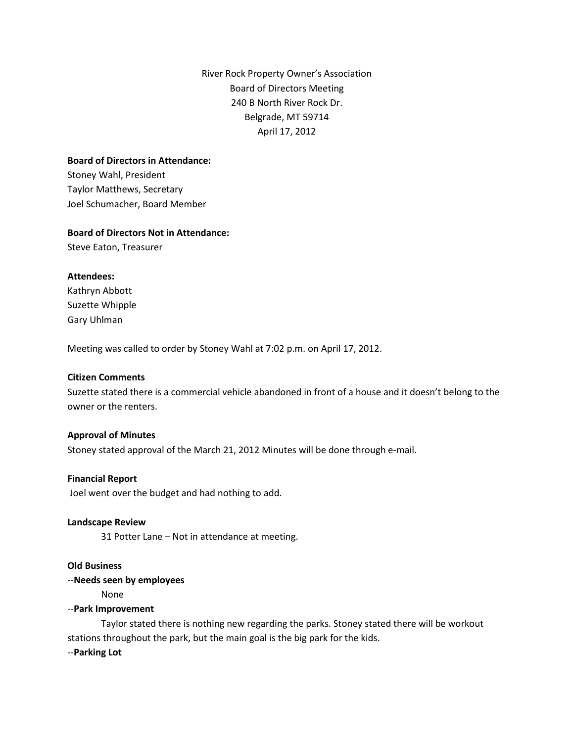River Rock Property Owner's Association
Board of Directors Meeting
240 B North River Rock Dr.
Belgrade, MT 59714
April 17, 2012

**Board of Directors in Attendance:**
Stoney Wahl, President
Taylor Matthews, Secretary
Joel Schumacher, Board Member

**Board of Directors Not in Attendance:**
Steve Eaton, Treasurer

**Attendees:**
Kathryn Abbott
Suzette Whipple
Gary Uhlman

Meeting was called to order by Stoney Wahl at 7:02 p.m. on April 17, 2012.

**Citizen Comments**
Suzette stated there is a commercial vehicle abandoned in front of a house and it doesn't belong to the owner or the renters.

**Approval of Minutes**
Stoney stated approval of the March 21, 2012 Minutes will be done through e-mail.

**Financial Report**
Joel went over the budget and had nothing to add.

**Landscape Review**

31 Potter Lane – Not in attendance at meeting.

**Old Business**

--**Needs seen by employees**

None

--**Park Improvement**

Taylor stated there is nothing new regarding the parks. Stoney stated there will be workout stations throughout the park, but the main goal is the big park for the kids.

--**Parking Lot**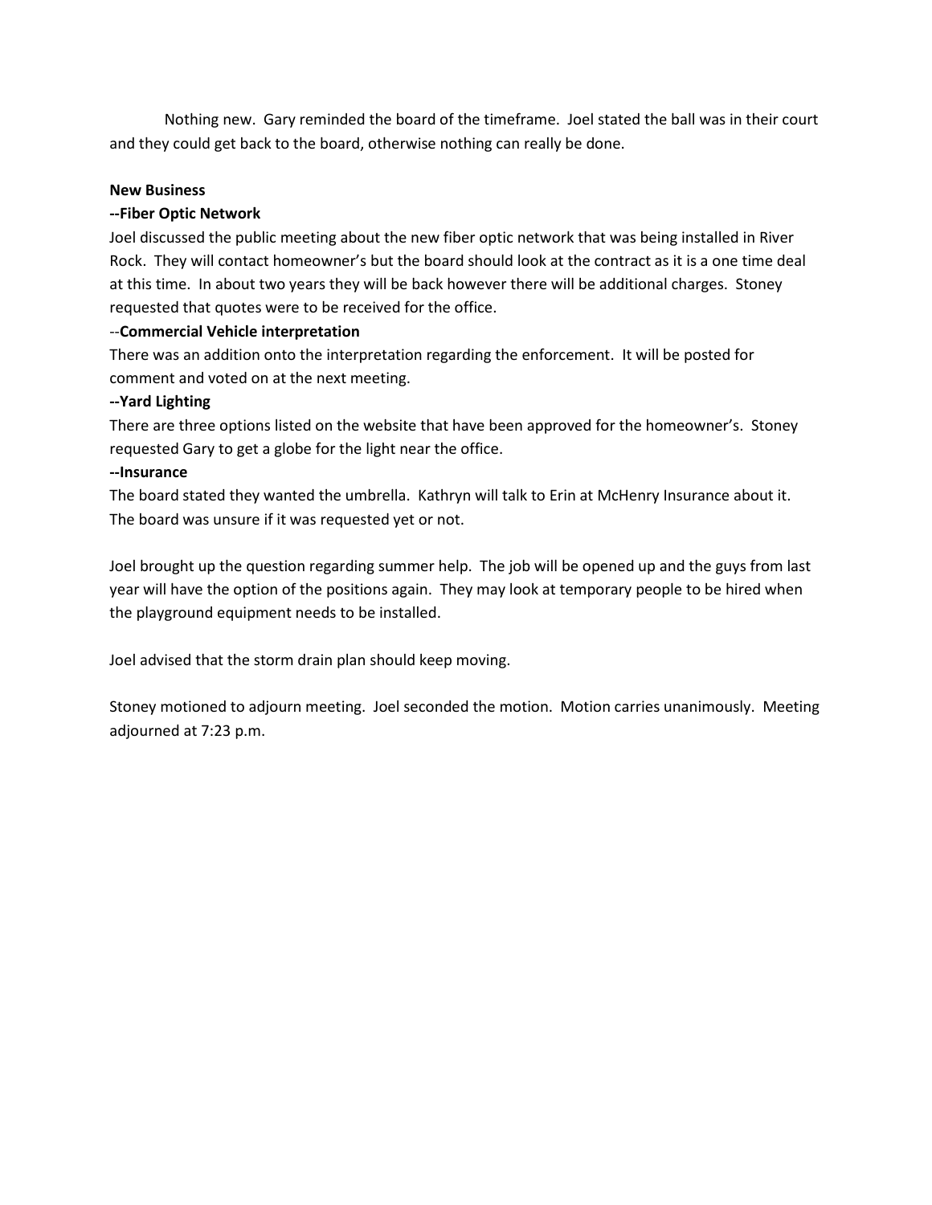Nothing new. Gary reminded the board of the timeframe. Joel stated the ball was in their court and they could get back to the board, otherwise nothing can really be done.

**New Business**

**--Fiber Optic Network**

Joel discussed the public meeting about the new fiber optic network that was being installed in River Rock. They will contact homeowner's but the board should look at the contract as it is a one time deal at this time. In about two years they will be back however there will be additional charges. Stoney requested that quotes were to be received for the office.

--**Commercial Vehicle interpretation**

There was an addition onto the interpretation regarding the enforcement. It will be posted for comment and voted on at the next meeting.

**--Yard Lighting**

There are three options listed on the website that have been approved for the homeowner's. Stoney requested Gary to get a globe for the light near the office.

**--Insurance**

The board stated they wanted the umbrella. Kathryn will talk to Erin at McHenry Insurance about it. The board was unsure if it was requested yet or not.

Joel brought up the question regarding summer help. The job will be opened up and the guys from last year will have the option of the positions again. They may look at temporary people to be hired when the playground equipment needs to be installed.

Joel advised that the storm drain plan should keep moving.

Stoney motioned to adjourn meeting. Joel seconded the motion. Motion carries unanimously. Meeting adjourned at 7:23 p.m.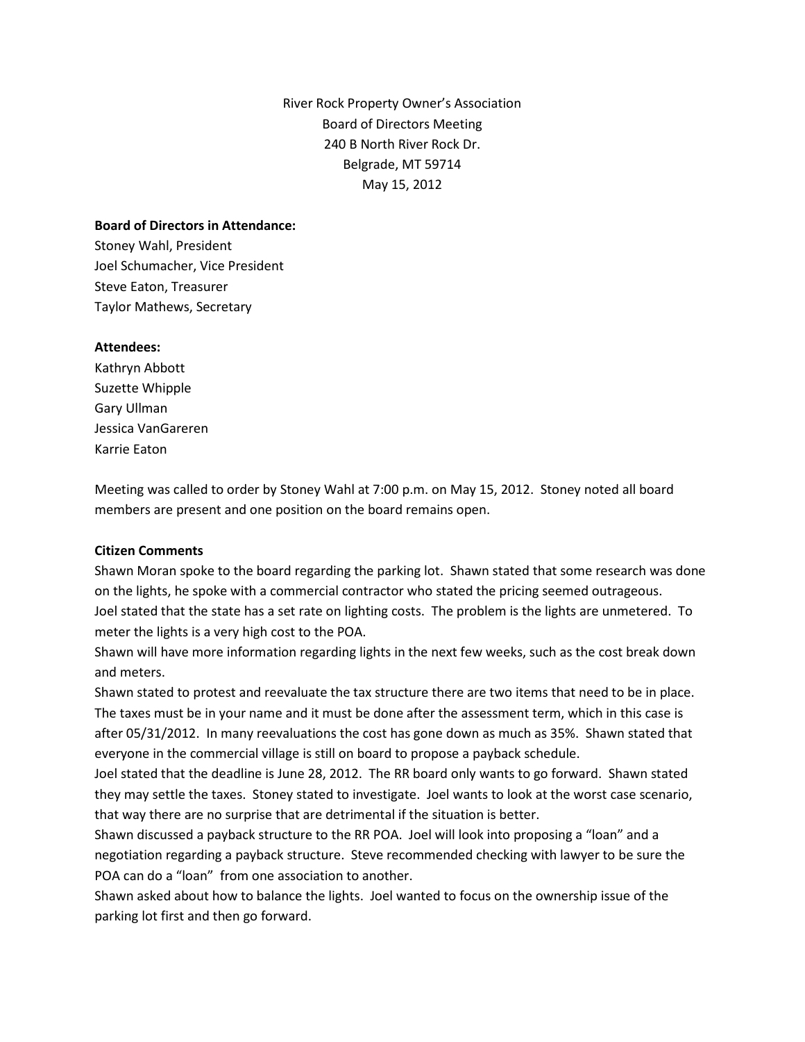River Rock Property Owner's Association
Board of Directors Meeting
240 B North River Rock Dr.
Belgrade, MT 59714
May 15, 2012

**Board of Directors in Attendance:**
Stoney Wahl, President
Joel Schumacher, Vice President
Steve Eaton, Treasurer
Taylor Mathews, Secretary

**Attendees:**
Kathryn Abbott
Suzette Whipple
Gary Ullman
Jessica VanGareren
Karrie Eaton

Meeting was called to order by Stoney Wahl at 7:00 p.m. on May 15, 2012. Stoney noted all board members are present and one position on the board remains open.

**Citizen Comments**
Shawn Moran spoke to the board regarding the parking lot. Shawn stated that some research was done on the lights, he spoke with a commercial contractor who stated the pricing seemed outrageous.
Joel stated that the state has a set rate on lighting costs. The problem is the lights are unmetered. To meter the lights is a very high cost to the POA.
Shawn will have more information regarding lights in the next few weeks, such as the cost break down and meters.
Shawn stated to protest and reevaluate the tax structure there are two items that need to be in place. The taxes must be in your name and it must be done after the assessment term, which in this case is after 05/31/2012. In many reevaluations the cost has gone down as much as 35%. Shawn stated that everyone in the commercial village is still on board to propose a payback schedule.
Joel stated that the deadline is June 28, 2012. The RR board only wants to go forward. Shawn stated they may settle the taxes. Stoney stated to investigate. Joel wants to look at the worst case scenario, that way there are no surprise that are detrimental if the situation is better.
Shawn discussed a payback structure to the RR POA. Joel will look into proposing a "loan" and a negotiation regarding a payback structure. Steve recommended checking with lawyer to be sure the POA can do a "loan" from one association to another.
Shawn asked about how to balance the lights. Joel wanted to focus on the ownership issue of the parking lot first and then go forward.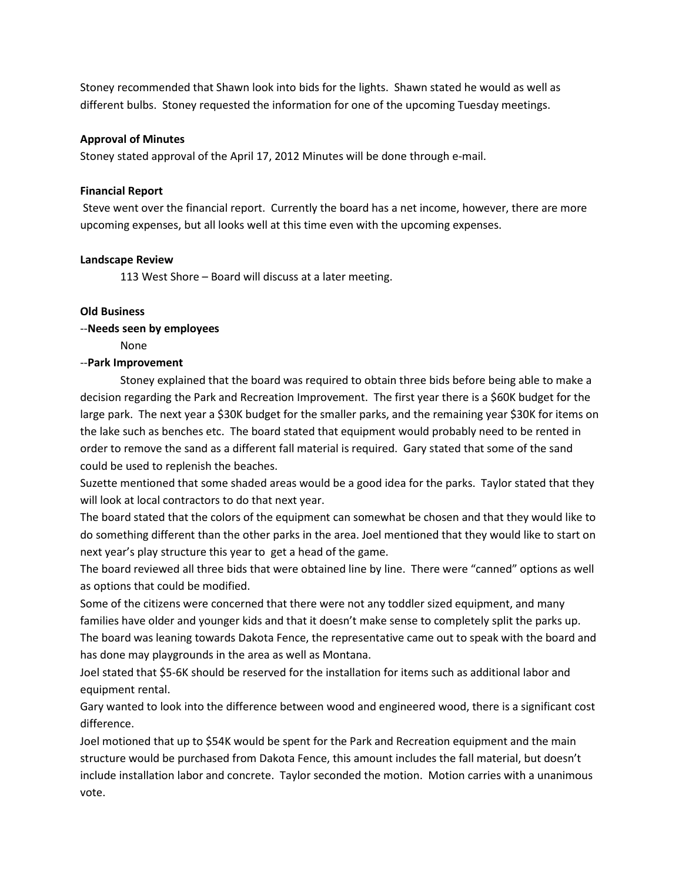Stoney recommended that Shawn look into bids for the lights. Shawn stated he would as well as different bulbs. Stoney requested the information for one of the upcoming Tuesday meetings.

**Approval of Minutes**

Stoney stated approval of the April 17, 2012 Minutes will be done through e-mail.

**Financial Report**

Steve went over the financial report. Currently the board has a net income, however, there are more upcoming expenses, but all looks well at this time even with the upcoming expenses.

**Landscape Review**

113 West Shore – Board will discuss at a later meeting.

**Old Business**

--**Needs seen by employees**

None

--**Park Improvement**

Stoney explained that the board was required to obtain three bids before being able to make a decision regarding the Park and Recreation Improvement. The first year there is a $60K budget for the large park. The next year a $30K budget for the smaller parks, and the remaining year $30K for items on the lake such as benches etc. The board stated that equipment would probably need to be rented in order to remove the sand as a different fall material is required. Gary stated that some of the sand could be used to replenish the beaches.

Suzette mentioned that some shaded areas would be a good idea for the parks. Taylor stated that they will look at local contractors to do that next year.

The board stated that the colors of the equipment can somewhat be chosen and that they would like to do something different than the other parks in the area. Joel mentioned that they would like to start on next year's play structure this year to get a head of the game.

The board reviewed all three bids that were obtained line by line. There were "canned" options as well as options that could be modified.

Some of the citizens were concerned that there were not any toddler sized equipment, and many families have older and younger kids and that it doesn't make sense to completely split the parks up.

The board was leaning towards Dakota Fence, the representative came out to speak with the board and has done may playgrounds in the area as well as Montana.

Joel stated that $5-6K should be reserved for the installation for items such as additional labor and equipment rental.

Gary wanted to look into the difference between wood and engineered wood, there is a significant cost difference.

Joel motioned that up to $54K would be spent for the Park and Recreation equipment and the main structure would be purchased from Dakota Fence, this amount includes the fall material, but doesn't include installation labor and concrete. Taylor seconded the motion. Motion carries with a unanimous vote.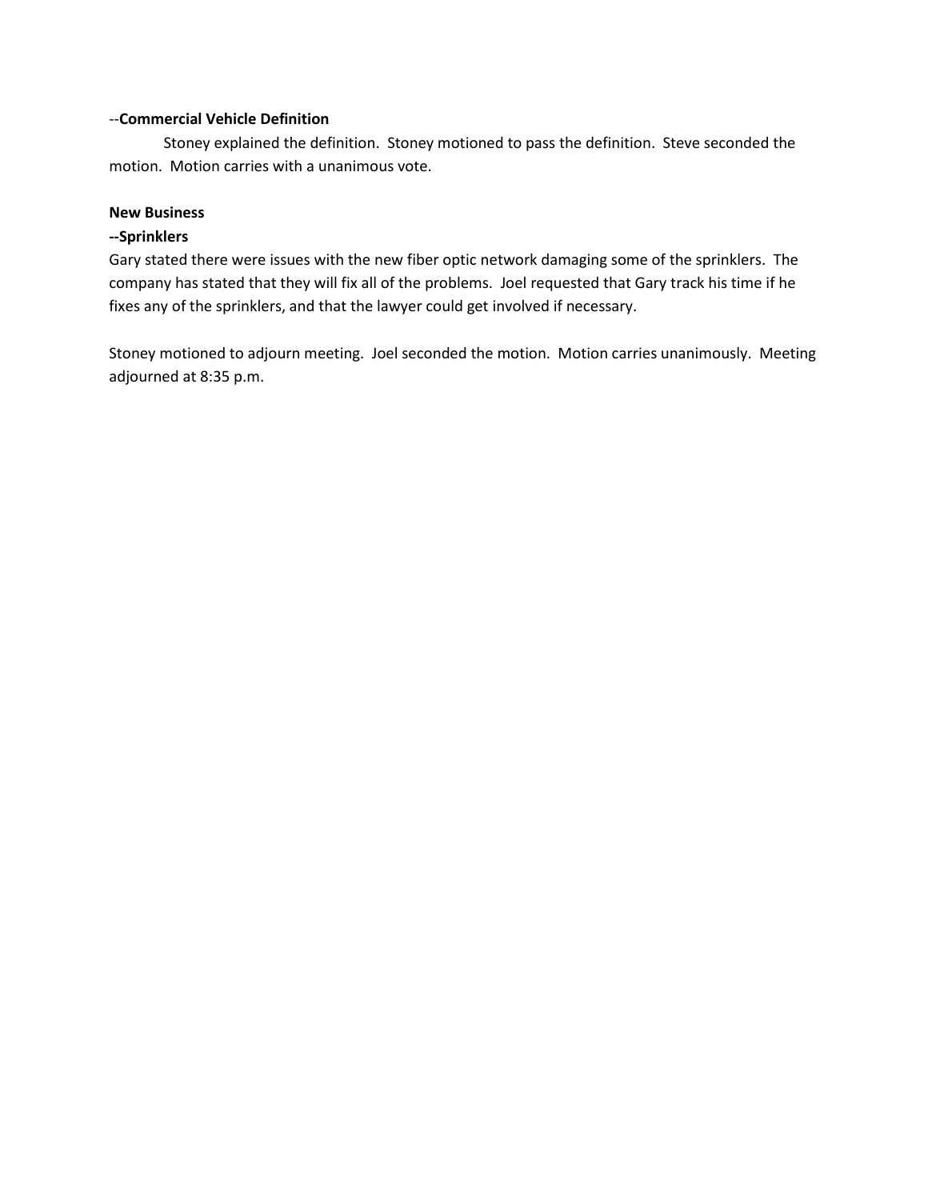--**Commercial Vehicle Definition**

Stoney explained the definition. Stoney motioned to pass the definition. Steve seconded the motion. Motion carries with a unanimous vote.

**New Business**

**--Sprinklers**

Gary stated there were issues with the new fiber optic network damaging some of the sprinklers. The company has stated that they will fix all of the problems. Joel requested that Gary track his time if he fixes any of the sprinklers, and that the lawyer could get involved if necessary.

Stoney motioned to adjourn meeting. Joel seconded the motion. Motion carries unanimously. Meeting adjourned at 8:35 p.m.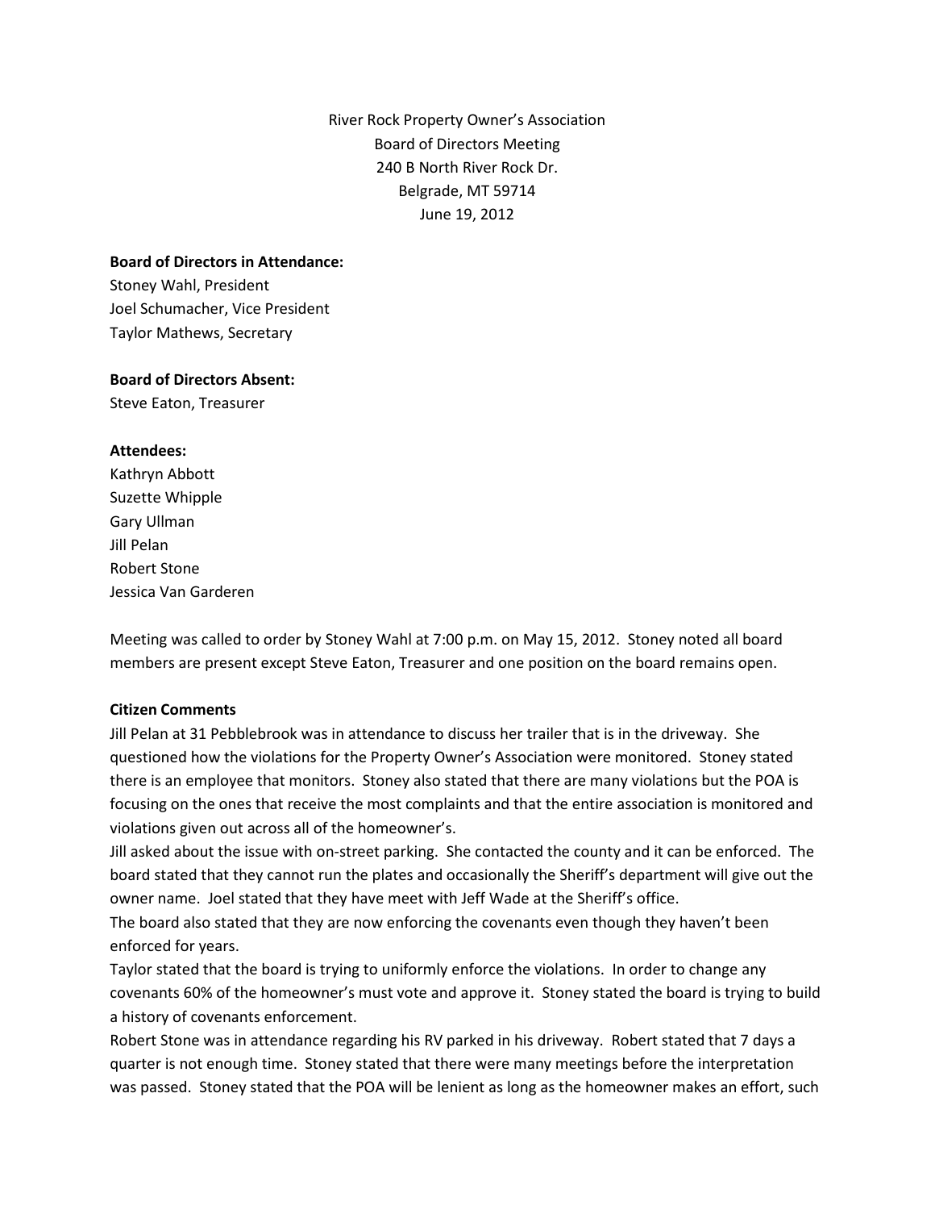River Rock Property Owner's Association
Board of Directors Meeting
240 B North River Rock Dr.
Belgrade, MT 59714
June 19, 2012

**Board of Directors in Attendance:**
Stoney Wahl, President
Joel Schumacher, Vice President
Taylor Mathews, Secretary

**Board of Directors Absent:**
Steve Eaton, Treasurer

**Attendees:**
Kathryn Abbott
Suzette Whipple
Gary Ullman
Jill Pelan
Robert Stone
Jessica Van Garderen

Meeting was called to order by Stoney Wahl at 7:00 p.m. on May 15, 2012. Stoney noted all board members are present except Steve Eaton, Treasurer and one position on the board remains open.

**Citizen Comments**

Jill Pelan at 31 Pebblebrook was in attendance to discuss her trailer that is in the driveway. She questioned how the violations for the Property Owner's Association were monitored. Stoney stated there is an employee that monitors. Stoney also stated that there are many violations but the POA is focusing on the ones that receive the most complaints and that the entire association is monitored and violations given out across all of the homeowner's.

Jill asked about the issue with on-street parking. She contacted the county and it can be enforced. The board stated that they cannot run the plates and occasionally the Sheriff's department will give out the owner name. Joel stated that they have meet with Jeff Wade at the Sheriff's office.

The board also stated that they are now enforcing the covenants even though they haven't been enforced for years.

Taylor stated that the board is trying to uniformly enforce the violations. In order to change any covenants 60% of the homeowner's must vote and approve it. Stoney stated the board is trying to build a history of covenants enforcement.

Robert Stone was in attendance regarding his RV parked in his driveway. Robert stated that 7 days a quarter is not enough time. Stoney stated that there were many meetings before the interpretation was passed. Stoney stated that the POA will be lenient as long as the homeowner makes an effort, such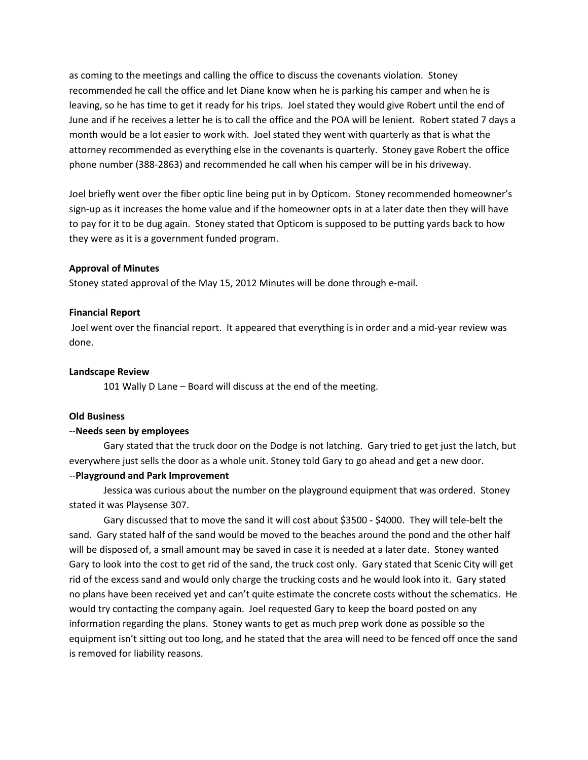as coming to the meetings and calling the office to discuss the covenants violation. Stoney recommended he call the office and let Diane know when he is parking his camper and when he is leaving, so he has time to get it ready for his trips. Joel stated they would give Robert until the end of June and if he receives a letter he is to call the office and the POA will be lenient. Robert stated 7 days a month would be a lot easier to work with. Joel stated they went with quarterly as that is what the attorney recommended as everything else in the covenants is quarterly. Stoney gave Robert the office phone number (388-2863) and recommended he call when his camper will be in his driveway.

Joel briefly went over the fiber optic line being put in by Opticom. Stoney recommended homeowner's sign-up as it increases the home value and if the homeowner opts in at a later date then they will have to pay for it to be dug again. Stoney stated that Opticom is supposed to be putting yards back to how they were as it is a government funded program.

**Approval of Minutes**
Stoney stated approval of the May 15, 2012 Minutes will be done through e-mail.

**Financial Report**
Joel went over the financial report. It appeared that everything is in order and a mid-year review was done.

**Landscape Review**

101 Wally D Lane – Board will discuss at the end of the meeting.

**Old Business**

--**Needs seen by employees**

Gary stated that the truck door on the Dodge is not latching. Gary tried to get just the latch, but everywhere just sells the door as a whole unit. Stoney told Gary to go ahead and get a new door.

--**Playground and Park Improvement**

Jessica was curious about the number on the playground equipment that was ordered. Stoney stated it was Playsense 307.

Gary discussed that to move the sand it will cost about $3500 - $4000. They will tele-belt the sand. Gary stated half of the sand would be moved to the beaches around the pond and the other half will be disposed of, a small amount may be saved in case it is needed at a later date. Stoney wanted Gary to look into the cost to get rid of the sand, the truck cost only. Gary stated that Scenic City will get rid of the excess sand and would only charge the trucking costs and he would look into it. Gary stated no plans have been received yet and can't quite estimate the concrete costs without the schematics. He would try contacting the company again. Joel requested Gary to keep the board posted on any information regarding the plans. Stoney wants to get as much prep work done as possible so the equipment isn't sitting out too long, and he stated that the area will need to be fenced off once the sand is removed for liability reasons.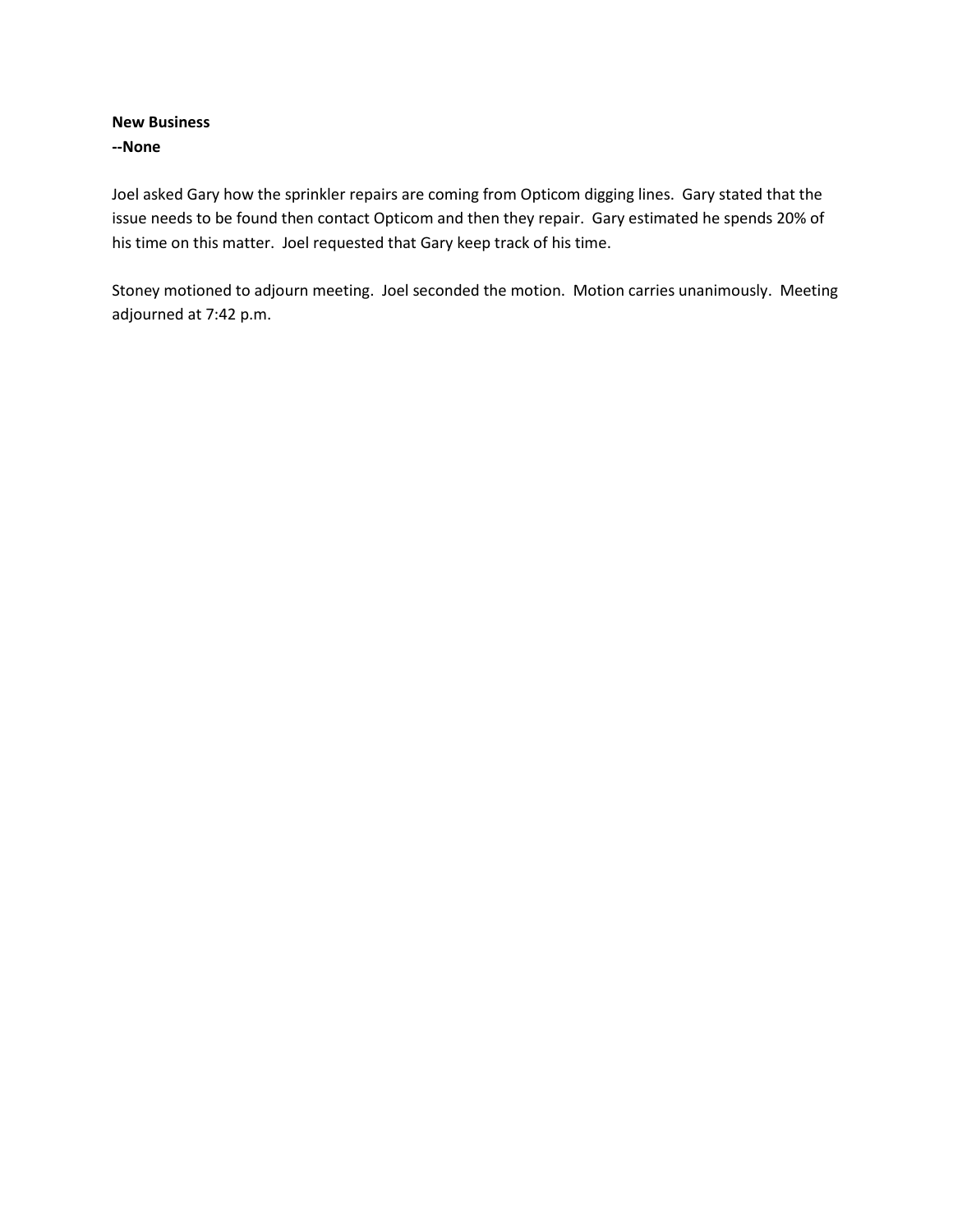**New Business**
**--None**

Joel asked Gary how the sprinkler repairs are coming from Opticom digging lines. Gary stated that the issue needs to be found then contact Opticom and then they repair. Gary estimated he spends 20% of his time on this matter. Joel requested that Gary keep track of his time.

Stoney motioned to adjourn meeting. Joel seconded the motion. Motion carries unanimously. Meeting adjourned at 7:42 p.m.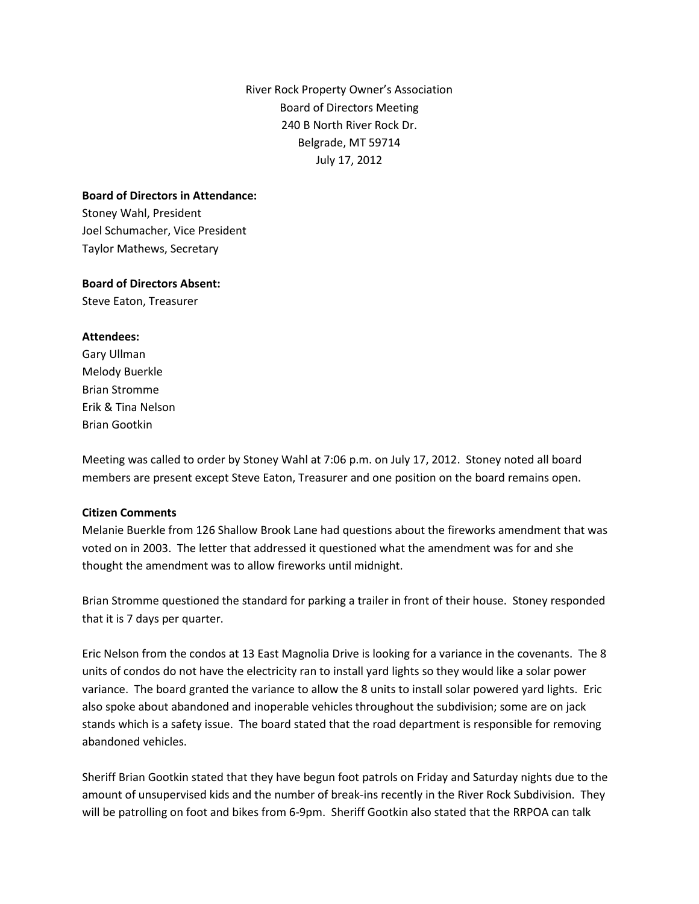River Rock Property Owner's Association
Board of Directors Meeting
240 B North River Rock Dr.
Belgrade, MT 59714
July 17, 2012

**Board of Directors in Attendance:**
Stoney Wahl, President
Joel Schumacher, Vice President
Taylor Mathews, Secretary

**Board of Directors Absent:**
Steve Eaton, Treasurer

**Attendees:**
Gary Ullman
Melody Buerkle
Brian Stromme
Erik & Tina Nelson
Brian Gootkin

Meeting was called to order by Stoney Wahl at 7:06 p.m. on July 17, 2012. Stoney noted all board members are present except Steve Eaton, Treasurer and one position on the board remains open.

**Citizen Comments**

Melanie Buerkle from 126 Shallow Brook Lane had questions about the fireworks amendment that was voted on in 2003. The letter that addressed it questioned what the amendment was for and she thought the amendment was to allow fireworks until midnight.

Brian Stromme questioned the standard for parking a trailer in front of their house. Stoney responded that it is 7 days per quarter.

Eric Nelson from the condos at 13 East Magnolia Drive is looking for a variance in the covenants. The 8 units of condos do not have the electricity ran to install yard lights so they would like a solar power variance. The board granted the variance to allow the 8 units to install solar powered yard lights. Eric also spoke about abandoned and inoperable vehicles throughout the subdivision; some are on jack stands which is a safety issue. The board stated that the road department is responsible for removing abandoned vehicles.

Sheriff Brian Gootkin stated that they have begun foot patrols on Friday and Saturday nights due to the amount of unsupervised kids and the number of break-ins recently in the River Rock Subdivision. They will be patrolling on foot and bikes from 6-9pm. Sheriff Gootkin also stated that the RRPOA can talk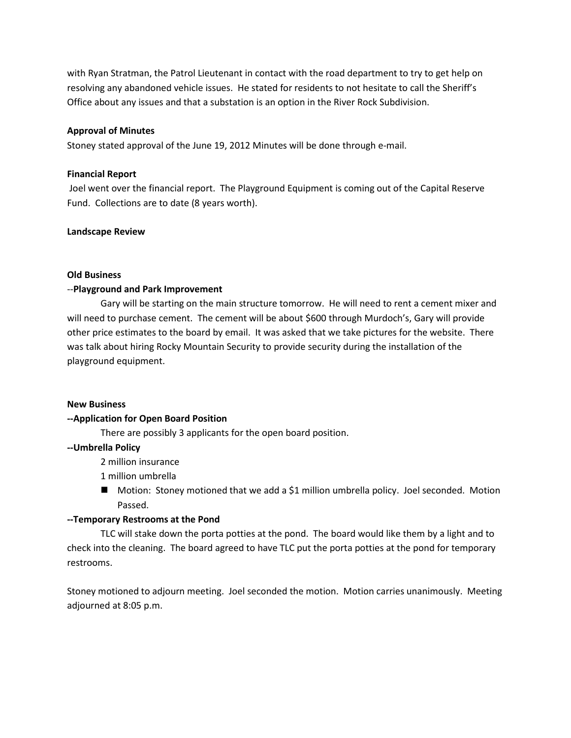with Ryan Stratman, the Patrol Lieutenant in contact with the road department to try to get help on resolving any abandoned vehicle issues. He stated for residents to not hesitate to call the Sheriff's Office about any issues and that a substation is an option in the River Rock Subdivision.

**Approval of Minutes**

Stoney stated approval of the June 19, 2012 Minutes will be done through e-mail.

**Financial Report**

Joel went over the financial report. The Playground Equipment is coming out of the Capital Reserve Fund. Collections are to date (8 years worth).

**Landscape Review**

**Old Business**

--**Playground and Park Improvement**

Gary will be starting on the main structure tomorrow. He will need to rent a cement mixer and will need to purchase cement. The cement will be about $600 through Murdoch's, Gary will provide other price estimates to the board by email. It was asked that we take pictures for the website. There was talk about hiring Rocky Mountain Security to provide security during the installation of the playground equipment.

**New Business**

**--Application for Open Board Position**

There are possibly 3 applicants for the open board position.

**--Umbrella Policy**

2 million insurance

1 million umbrella

- Motion: Stoney motioned that we add a $1 million umbrella policy. Joel seconded. Motion Passed.

**--Temporary Restrooms at the Pond**

TLC will stake down the porta potties at the pond. The board would like them by a light and to check into the cleaning. The board agreed to have TLC put the porta potties at the pond for temporary restrooms.

Stoney motioned to adjourn meeting. Joel seconded the motion. Motion carries unanimously. Meeting adjourned at 8:05 p.m.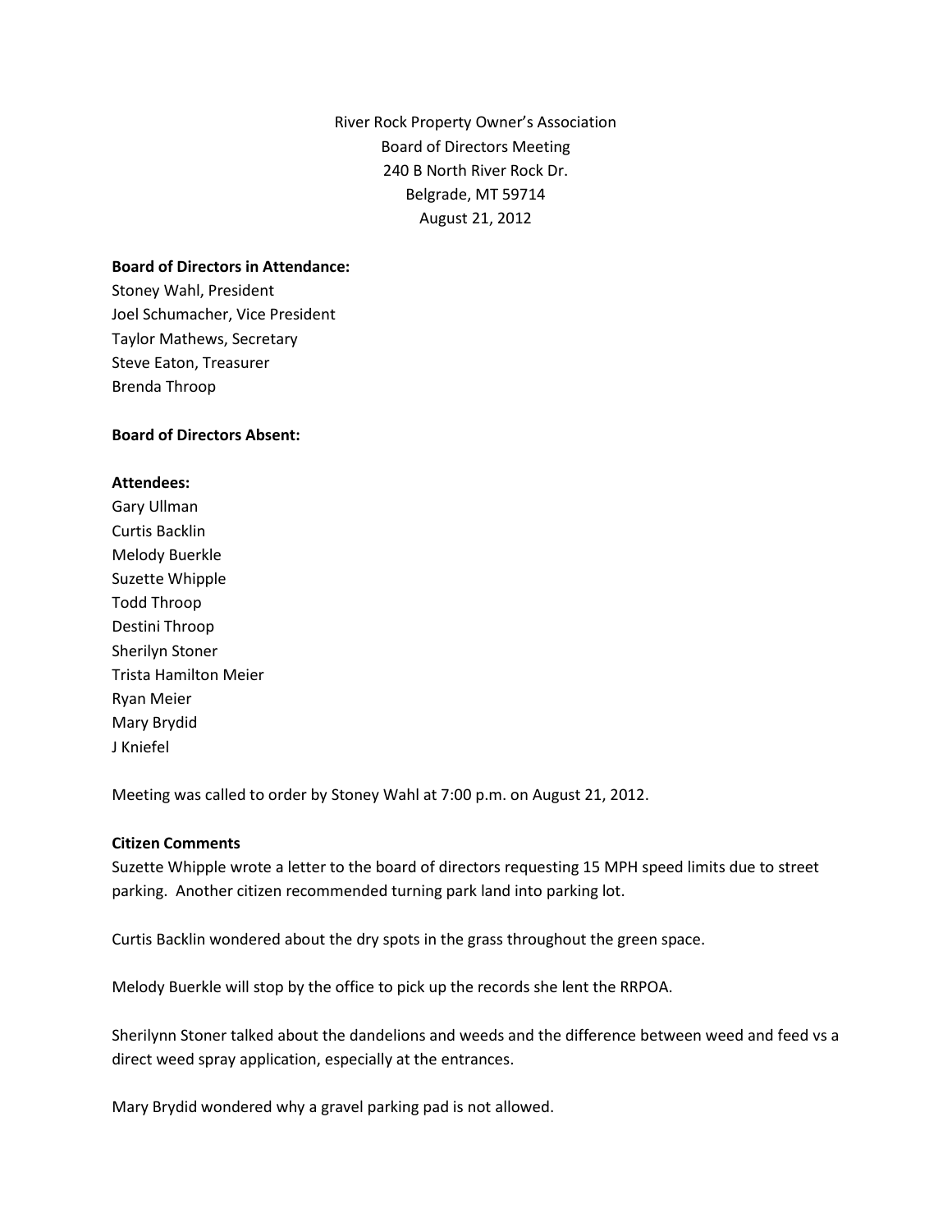River Rock Property Owner's Association
Board of Directors Meeting
240 B North River Rock Dr.
Belgrade, MT 59714
August 21, 2012

**Board of Directors in Attendance:**
Stoney Wahl, President
Joel Schumacher, Vice President
Taylor Mathews, Secretary
Steve Eaton, Treasurer
Brenda Throop

**Board of Directors Absent:**

**Attendees:**
Gary Ullman
Curtis Backlin
Melody Buerkle
Suzette Whipple
Todd Throop
Destini Throop
Sherilyn Stoner
Trista Hamilton Meier
Ryan Meier
Mary Brydid
J Kniefel

Meeting was called to order by Stoney Wahl at 7:00 p.m. on August 21, 2012.

**Citizen Comments**

Suzette Whipple wrote a letter to the board of directors requesting 15 MPH speed limits due to street parking. Another citizen recommended turning park land into parking lot.

Curtis Backlin wondered about the dry spots in the grass throughout the green space.

Melody Buerkle will stop by the office to pick up the records she lent the RRPOA.

Sherilynn Stoner talked about the dandelions and weeds and the difference between weed and feed vs a direct weed spray application, especially at the entrances.

Mary Brydid wondered why a gravel parking pad is not allowed.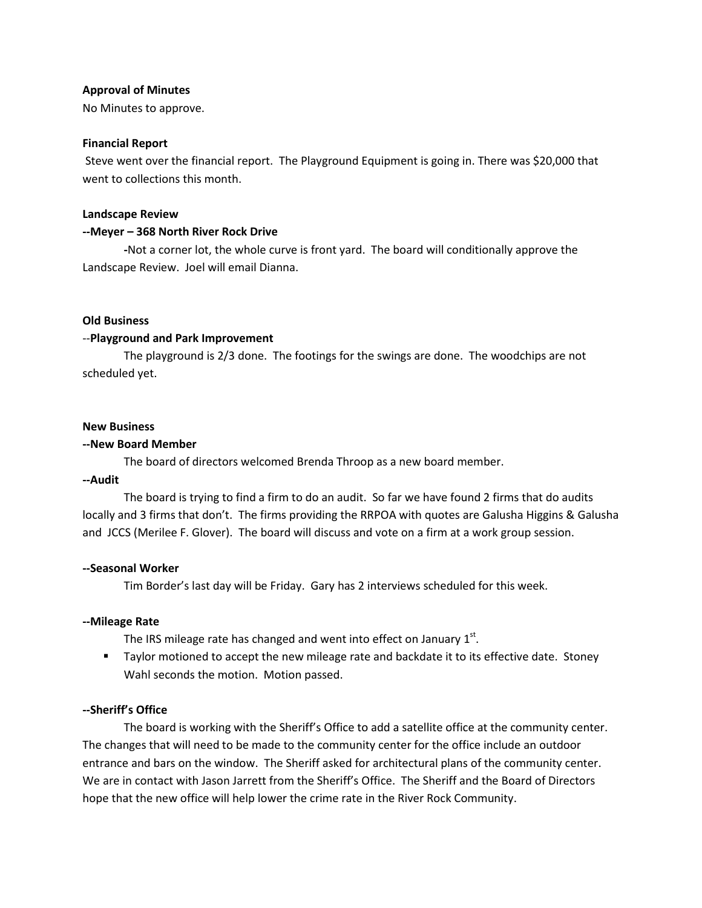**Approval of Minutes**

No Minutes to approve.

**Financial Report**

Steve went over the financial report. The Playground Equipment is going in. There was $20,000 that went to collections this month.

**Landscape Review**

**--Meyer – 368 North River Rock Drive**

-Not a corner lot, the whole curve is front yard. The board will conditionally approve the Landscape Review. Joel will email Dianna.

**Old Business**

--**Playground and Park Improvement**

The playground is 2/3 done. The footings for the swings are done. The woodchips are not scheduled yet.

**New Business**

**--New Board Member**

The board of directors welcomed Brenda Throop as a new board member.

**--Audit**

The board is trying to find a firm to do an audit. So far we have found 2 firms that do audits locally and 3 firms that don't. The firms providing the RRPOA with quotes are Galusha Higgins & Galusha and JCCS (Merilee F. Glover). The board will discuss and vote on a firm at a work group session.

**--Seasonal Worker**

Tim Border's last day will be Friday. Gary has 2 interviews scheduled for this week.

**--Mileage Rate**

The IRS mileage rate has changed and went into effect on January 1st.

- Taylor motioned to accept the new mileage rate and backdate it to its effective date. Stoney Wahl seconds the motion. Motion passed.

**--Sheriff's Office**

The board is working with the Sheriff's Office to add a satellite office at the community center. The changes that will need to be made to the community center for the office include an outdoor entrance and bars on the window. The Sheriff asked for architectural plans of the community center. We are in contact with Jason Jarrett from the Sheriff's Office. The Sheriff and the Board of Directors hope that the new office will help lower the crime rate in the River Rock Community.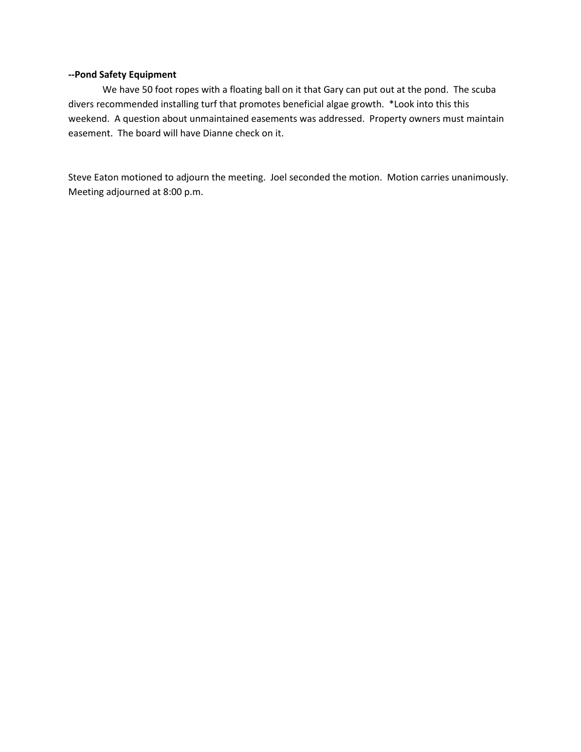**--Pond Safety Equipment**

We have 50 foot ropes with a floating ball on it that Gary can put out at the pond. The scuba divers recommended installing turf that promotes beneficial algae growth. *Look into this this weekend. A question about unmaintained easements was addressed. Property owners must maintain easement. The board will have Dianne check on it.

Steve Eaton motioned to adjourn the meeting. Joel seconded the motion. Motion carries unanimously. Meeting adjourned at 8:00 p.m.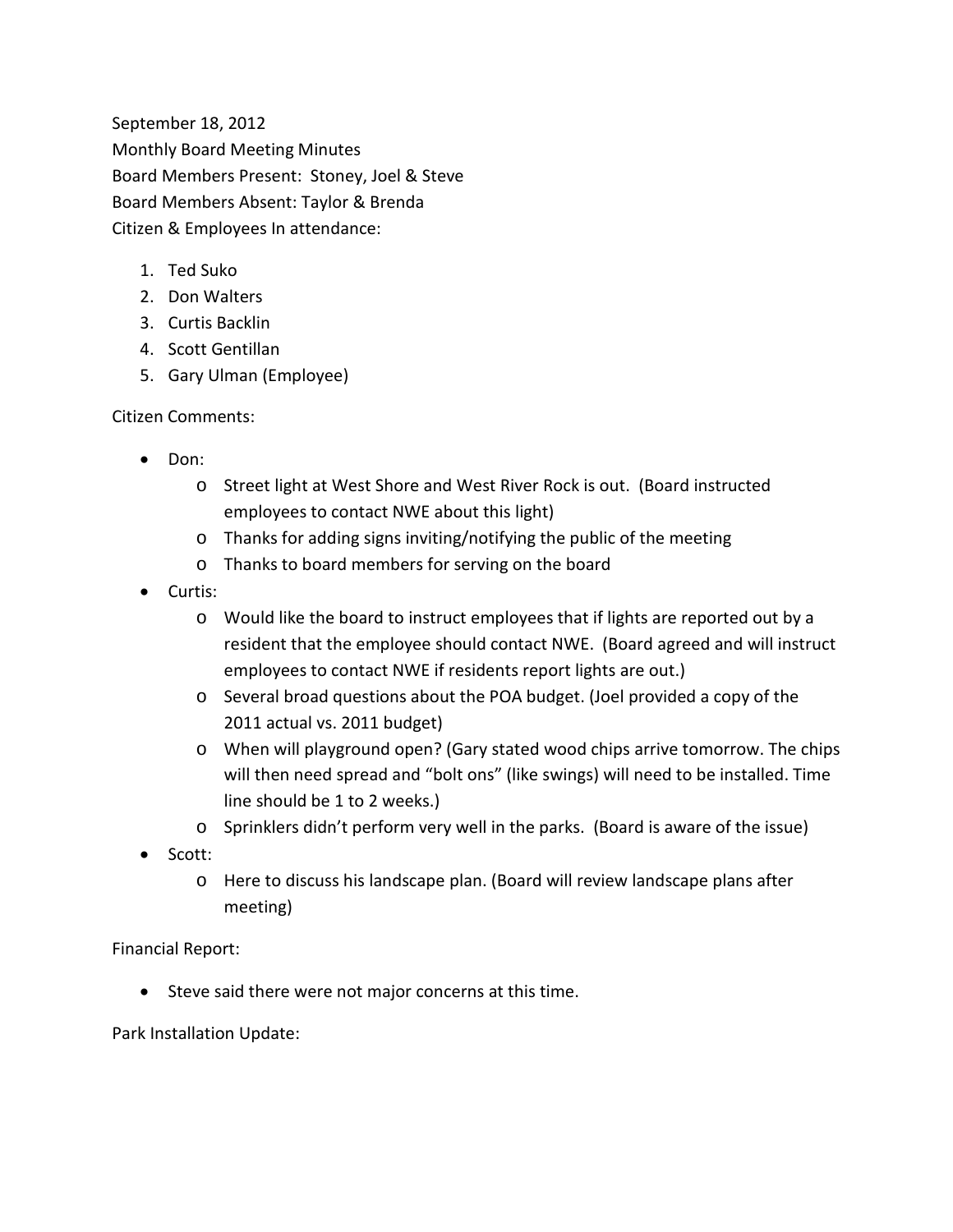September 18, 2012
Monthly Board Meeting Minutes
Board Members Present: Stoney, Joel & Steve
Board Members Absent: Taylor & Brenda
Citizen & Employees In attendance:

1. Ted Suko
2. Don Walters
3. Curtis Backlin
4. Scott Gentillan
5. Gary Ulman (Employee)

Citizen Comments:

- Don:
  - Street light at West Shore and West River Rock is out. (Board instructed employees to contact NWE about this light)
  - Thanks for adding signs inviting/notifying the public of the meeting
  - Thanks to board members for serving on the board
- Curtis:
  - Would like the board to instruct employees that if lights are reported out by a resident that the employee should contact NWE. (Board agreed and will instruct employees to contact NWE if residents report lights are out.)
  - Several broad questions about the POA budget. (Joel provided a copy of the 2011 actual vs. 2011 budget)
  - When will playground open? (Gary stated wood chips arrive tomorrow. The chips will then need spread and "bolt ons" (like swings) will need to be installed. Time line should be 1 to 2 weeks.)
  - Sprinklers didn't perform very well in the parks. (Board is aware of the issue)
- Scott:
  - Here to discuss his landscape plan. (Board will review landscape plans after meeting)

Financial Report:

- Steve said there were not major concerns at this time.

Park Installation Update: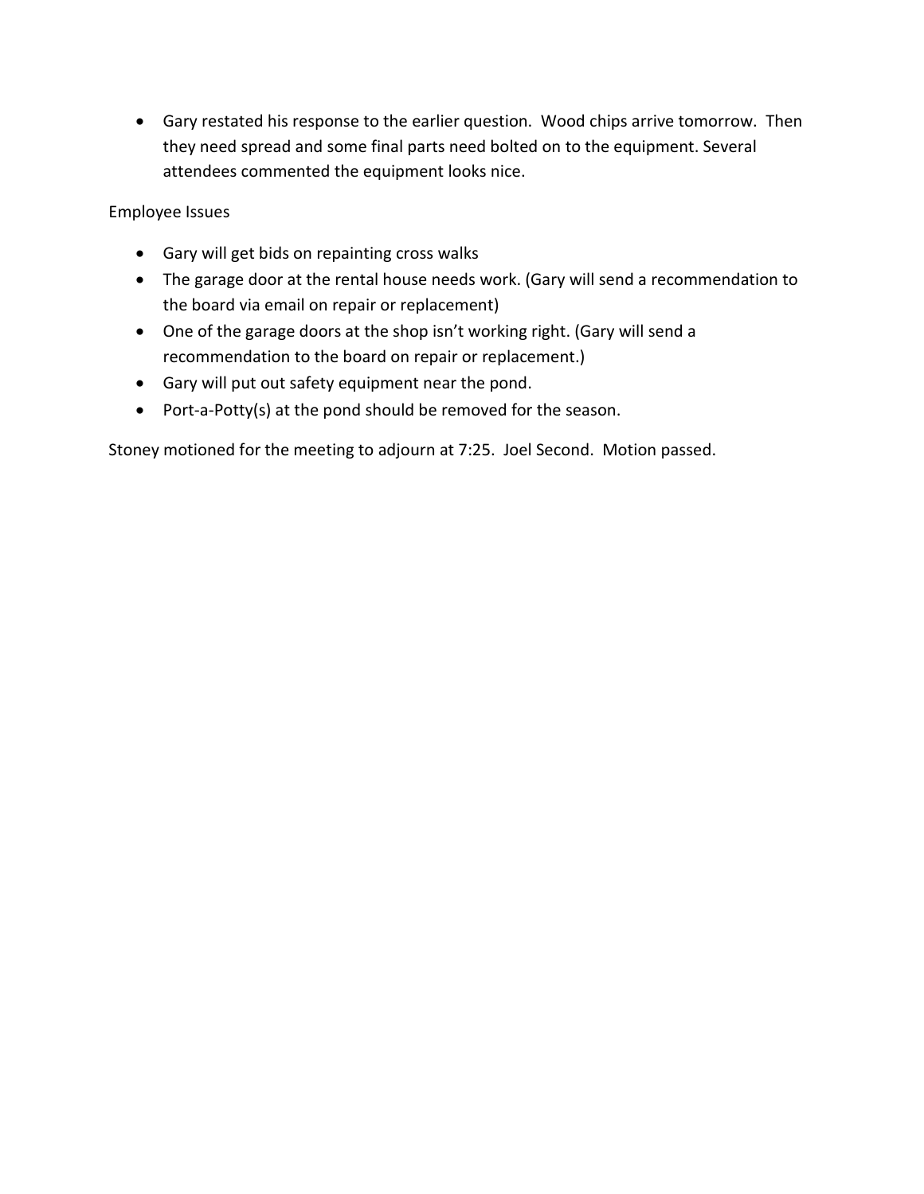- Gary restated his response to the earlier question. Wood chips arrive tomorrow. Then they need spread and some final parts need bolted on to the equipment. Several attendees commented the equipment looks nice.

Employee Issues

- Gary will get bids on repainting cross walks
- The garage door at the rental house needs work. (Gary will send a recommendation to the board via email on repair or replacement)
- One of the garage doors at the shop isn't working right. (Gary will send a recommendation to the board on repair or replacement.)
- Gary will put out safety equipment near the pond.
- Port-a-Potty(s) at the pond should be removed for the season.

Stoney motioned for the meeting to adjourn at 7:25. Joel Second. Motion passed.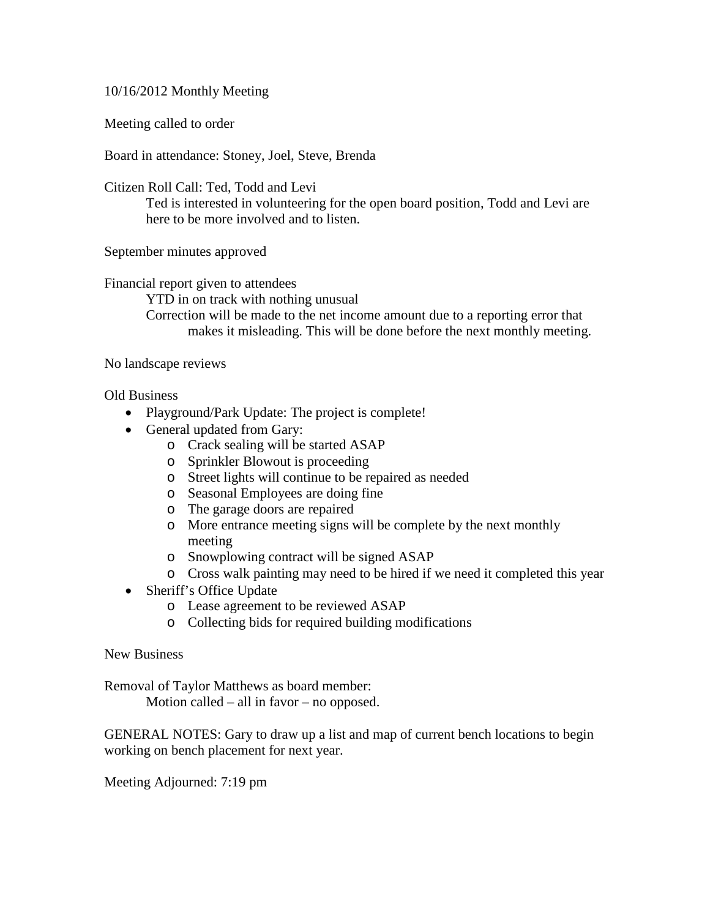10/16/2012 Monthly Meeting

Meeting called to order

Board in attendance: Stoney, Joel, Steve, Brenda

Citizen Roll Call: Ted, Todd and Levi

Ted is interested in volunteering for the open board position, Todd and Levi are here to be more involved and to listen.

September minutes approved

Financial report given to attendees

YTD in on track with nothing unusual

Correction will be made to the net income amount due to a reporting error that makes it misleading. This will be done before the next monthly meeting.

No landscape reviews

Old Business

- Playground/Park Update: The project is complete!
- General updated from Gary:
  - Crack sealing will be started ASAP
  - Sprinkler Blowout is proceeding
  - Street lights will continue to be repaired as needed
  - Seasonal Employees are doing fine
  - The garage doors are repaired
  - More entrance meeting signs will be complete by the next monthly meeting
  - Snowplowing contract will be signed ASAP
  - Cross walk painting may need to be hired if we need it completed this year
- Sheriff's Office Update
  - Lease agreement to be reviewed ASAP
  - Collecting bids for required building modifications

New Business

Removal of Taylor Matthews as board member:

Motion called – all in favor – no opposed.

GENERAL NOTES: Gary to draw up a list and map of current bench locations to begin working on bench placement for next year.

Meeting Adjourned: 7:19 pm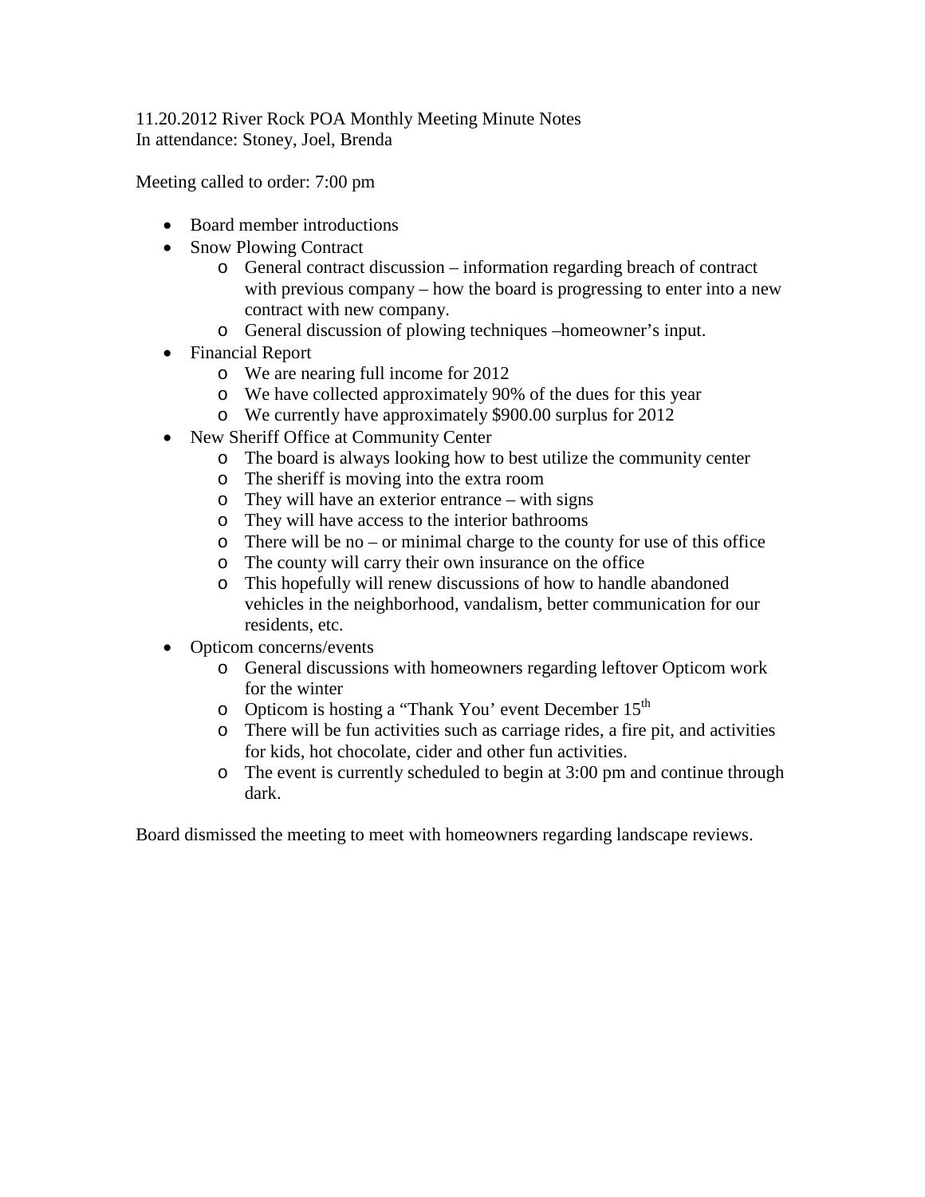11.20.2012 River Rock POA Monthly Meeting Minute Notes
In attendance: Stoney, Joel, Brenda

Meeting called to order: 7:00 pm

- Board member introductions
- Snow Plowing Contract
    - General contract discussion – information regarding breach of contract with previous company – how the board is progressing to enter into a new contract with new company.
    - General discussion of plowing techniques –homeowner's input.
- Financial Report
    - We are nearing full income for 2012
    - We have collected approximately 90% of the dues for this year
    - We currently have approximately $900.00 surplus for 2012
- New Sheriff Office at Community Center
    - The board is always looking how to best utilize the community center
    - The sheriff is moving into the extra room
    - They will have an exterior entrance – with signs
    - They will have access to the interior bathrooms
    - There will be no – or minimal charge to the county for use of this office
    - The county will carry their own insurance on the office
    - This hopefully will renew discussions of how to handle abandoned vehicles in the neighborhood, vandalism, better communication for our residents, etc.
- Opticom concerns/events
    - General discussions with homeowners regarding leftover Opticom work for the winter
    - Opticom is hosting a "Thank You' event December 15th
    - There will be fun activities such as carriage rides, a fire pit, and activities for kids, hot chocolate, cider and other fun activities.
    - The event is currently scheduled to begin at 3:00 pm and continue through dark.

Board dismissed the meeting to meet with homeowners regarding landscape reviews.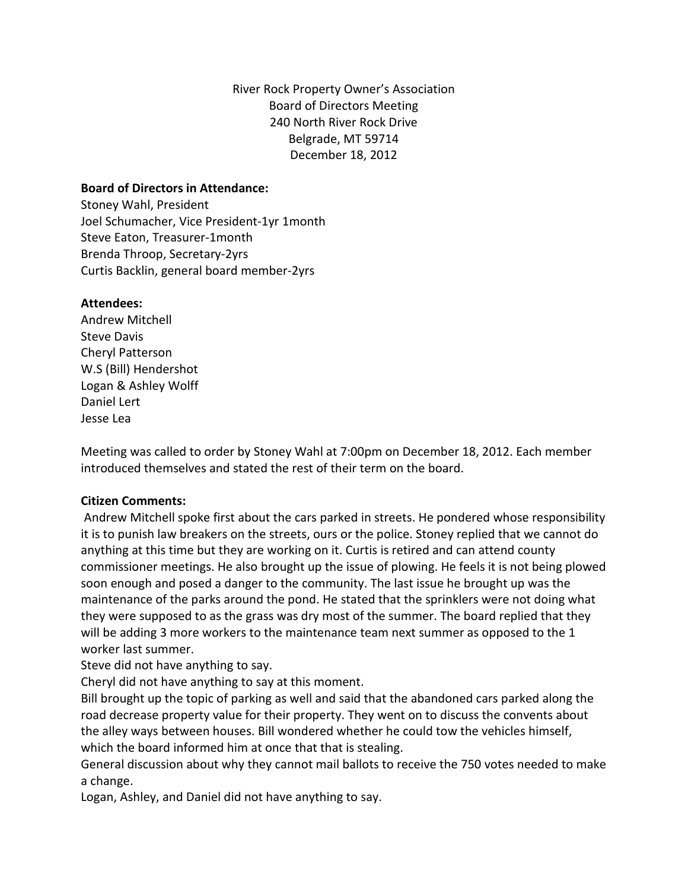River Rock Property Owner's Association
Board of Directors Meeting
240 North River Rock Drive
Belgrade, MT 59714
December 18, 2012

**Board of Directors in Attendance:**
Stoney Wahl, President
Joel Schumacher, Vice President-1yr 1month
Steve Eaton, Treasurer-1month
Brenda Throop, Secretary-2yrs
Curtis Backlin, general board member-2yrs

**Attendees:**
Andrew Mitchell
Steve Davis
Cheryl Patterson
W.S (Bill) Hendershot
Logan & Ashley Wolff
Daniel Lert
Jesse Lea

Meeting was called to order by Stoney Wahl at 7:00pm on December 18, 2012. Each member introduced themselves and stated the rest of their term on the board.

**Citizen Comments:**
Andrew Mitchell spoke first about the cars parked in streets. He pondered whose responsibility it is to punish law breakers on the streets, ours or the police. Stoney replied that we cannot do anything at this time but they are working on it. Curtis is retired and can attend county commissioner meetings. He also brought up the issue of plowing. He feels it is not being plowed soon enough and posed a danger to the community. The last issue he brought up was the maintenance of the parks around the pond. He stated that the sprinklers were not doing what they were supposed to as the grass was dry most of the summer. The board replied that they will be adding 3 more workers to the maintenance team next summer as opposed to the 1 worker last summer.
Steve did not have anything to say.
Cheryl did not have anything to say at this moment.
Bill brought up the topic of parking as well and said that the abandoned cars parked along the road decrease property value for their property. They went on to discuss the convents about the alley ways between houses. Bill wondered whether he could tow the vehicles himself, which the board informed him at once that that is stealing.
General discussion about why they cannot mail ballots to receive the 750 votes needed to make a change.
Logan, Ashley, and Daniel did not have anything to say.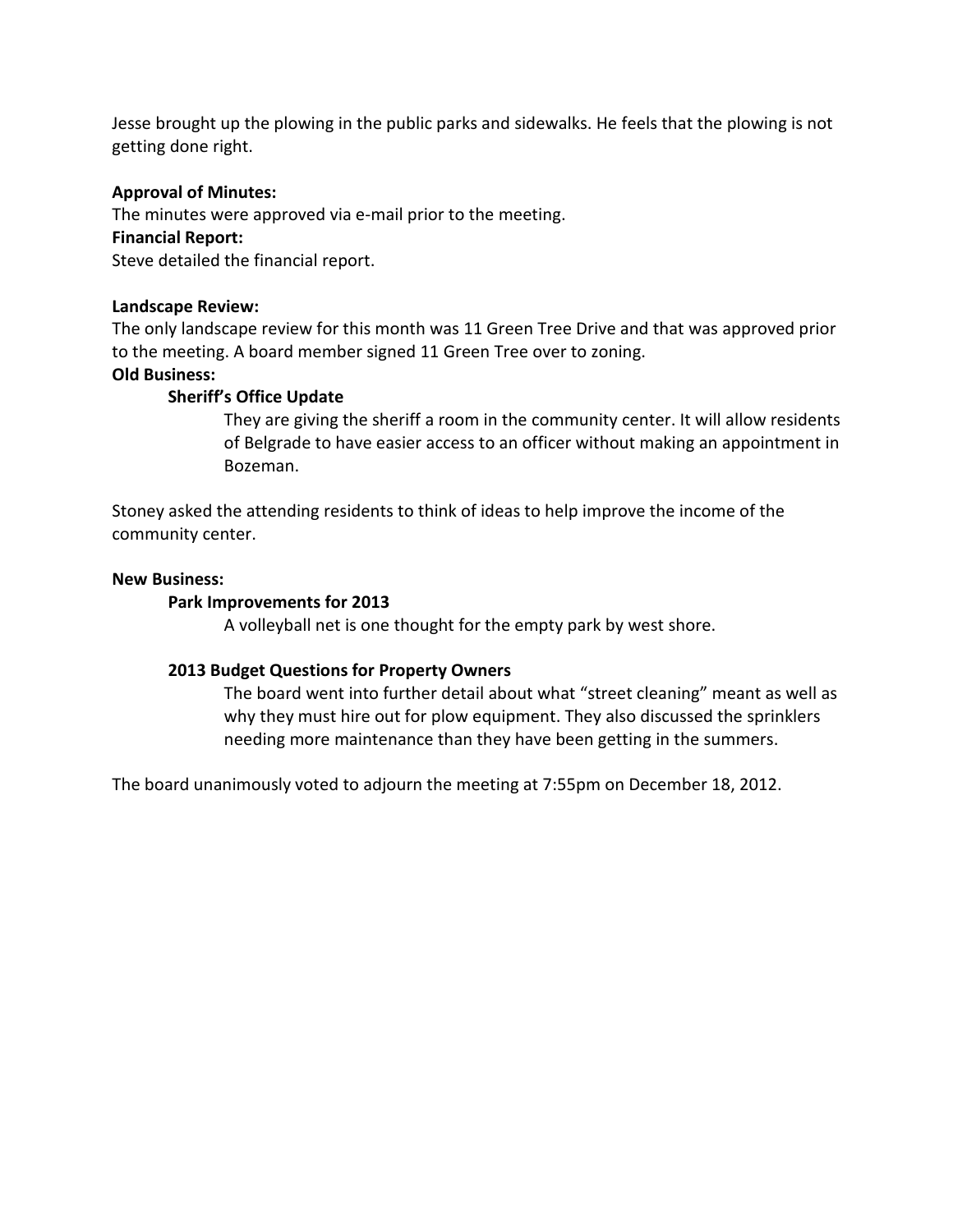Jesse brought up the plowing in the public parks and sidewalks. He feels that the plowing is not getting done right.

**Approval of Minutes:**

The minutes were approved via e-mail prior to the meeting.

**Financial Report:**

Steve detailed the financial report.

**Landscape Review:**

The only landscape review for this month was 11 Green Tree Drive and that was approved prior to the meeting. A board member signed 11 Green Tree over to zoning.

**Old Business:**

**Sheriff's Office Update**

They are giving the sheriff a room in the community center. It will allow residents of Belgrade to have easier access to an officer without making an appointment in Bozeman.

Stoney asked the attending residents to think of ideas to help improve the income of the community center.

**New Business:**

**Park Improvements for 2013**

A volleyball net is one thought for the empty park by west shore.

**2013 Budget Questions for Property Owners**

The board went into further detail about what "street cleaning" meant as well as why they must hire out for plow equipment. They also discussed the sprinklers needing more maintenance than they have been getting in the summers.

The board unanimously voted to adjourn the meeting at 7:55pm on December 18, 2012.